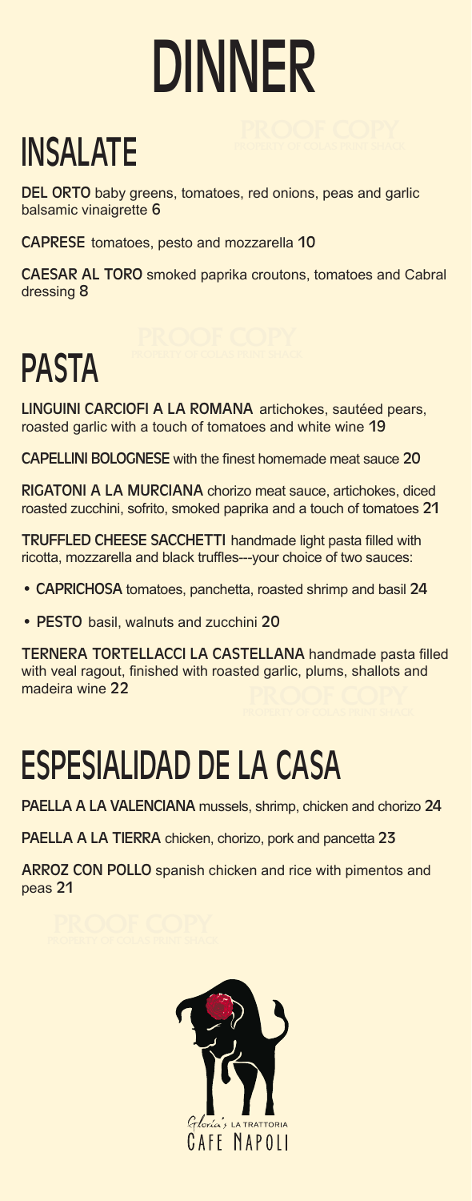# DINNER

## INSALATE

**DEL ORTO** baby greens, tomatoes, red onions, peas and garlic balsamic vinaigrette **6**

**CAPRESE** tomatoes, pesto and mozzarella **10**

**CAESAR AL TORO** smoked paprika croutons, tomatoes and Cabral dressing **8**

## PASTA

**LINGUINI CARCIOFI A LA ROMANA** artichokes, sautéed pears, roasted garlic with a touch of tomatoes and white wine **19**

**CAPELLINI BOLOGNESE** with the finest homemade meat sauce **20**

**RIGATONI A LA MURCIANA** chorizo meat sauce, artichokes, diced roasted zucchini, sofrito, smoked paprika and a touch of tomatoes **21**

**TRUFFLED CHEESE SACCHETTI** handmade light pasta filled with ricotta, mozzarella and black truffles---your choice of two sauces:

- **CAPRICHOSA** tomatoes, panchetta, roasted shrimp and basil **24**
- **PESTO** basil, walnuts and zucchini **20**

**TERNERA TORTELLACCI LA CASTELLANA** handmade pasta filled with veal ragout, finished with roasted garlic, plums, shallots and madeira wine **22**

## ESPESIALIDAD DE LA CASA

**PAELLA A LA VALENCIANA** mussels, shrimp, chicken and chorizo **24**

**PAELLA A LA TIERRA** chicken, chorizo, pork and pancetta **23**

**ARROZ CON POLLO** spanish chicken and rice with pimentos and peas **21**

Gloria's LA TRATTORIA
CAFE NAPOLI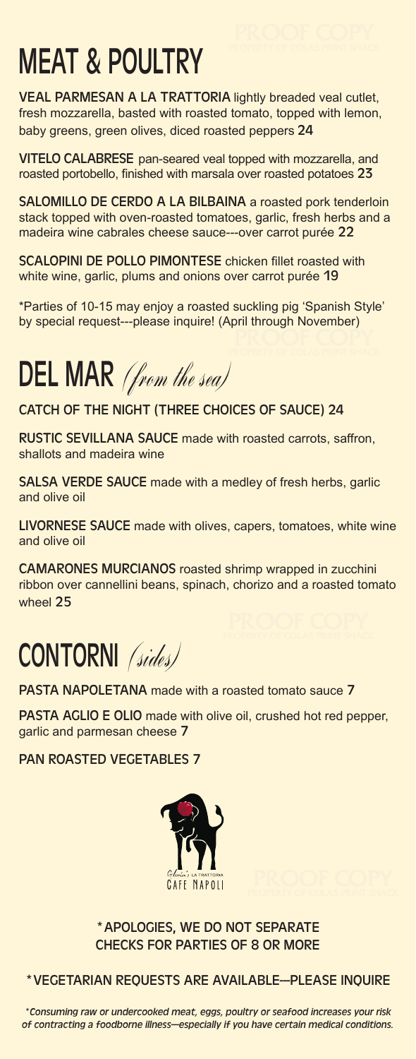# MEAT & POULTRY

**VEAL PARMESAN A LA TRATTORIA** lightly breaded veal cutlet, fresh mozzarella, basted with roasted tomato, topped with lemon, baby greens, green olives, diced roasted peppers **24**

**VITELO CALABRESE** pan-seared veal topped with mozzarella, and roasted portobello, finished with marsala over roasted potatoes **23**

**SALOMILLO DE CERDO A LA BILBAINA** a roasted pork tenderloin stack topped with oven-roasted tomatoes, garlic, fresh herbs and a madeira wine cabrales cheese sauce---over carrot purée **22**

**SCALOPINI DE POLLO PIMONTESE** chicken fillet roasted with white wine, garlic, plums and onions over carrot purée **19**

*Parties of 10-15 may enjoy a roasted suckling pig 'Spanish Style' by special request---please inquire! (April through November)

# DEL MAR *(from the sea)*

**CATCH OF THE NIGHT (THREE CHOICES OF SAUCE) 24**

**RUSTIC SEVILLANA SAUCE** made with roasted carrots, saffron, shallots and madeira wine

**SALSA VERDE SAUCE** made with a medley of fresh herbs, garlic and olive oil

**LIVORNESE SAUCE** made with olives, capers, tomatoes, white wine and olive oil

**CAMARONES MURCIANOS** roasted shrimp wrapped in zucchini ribbon over cannellini beans, spinach, chorizo and a roasted tomato wheel **25**

# CONTORNI *(sides)*

**PASTA NAPOLETANA** made with a roasted tomato sauce **7**

**PASTA AGLIO E OLIO** made with olive oil, crushed hot red pepper, garlic and parmesan cheese **7**

**PAN ROASTED VEGETABLES 7**

Gloria's LA TRATTORIA
CAFE NAPOLI

**\*APOLOGIES, WE DO NOT SEPARATE CHECKS FOR PARTIES OF 8 OR MORE**

**\*VEGETARIAN REQUESTS ARE AVAILABLE—PLEASE INQUIRE**

*\*Consuming raw or undercooked meat, eggs, poultry or seafood increases your risk of contracting a foodborne illness—especially if you have certain medical conditions.*